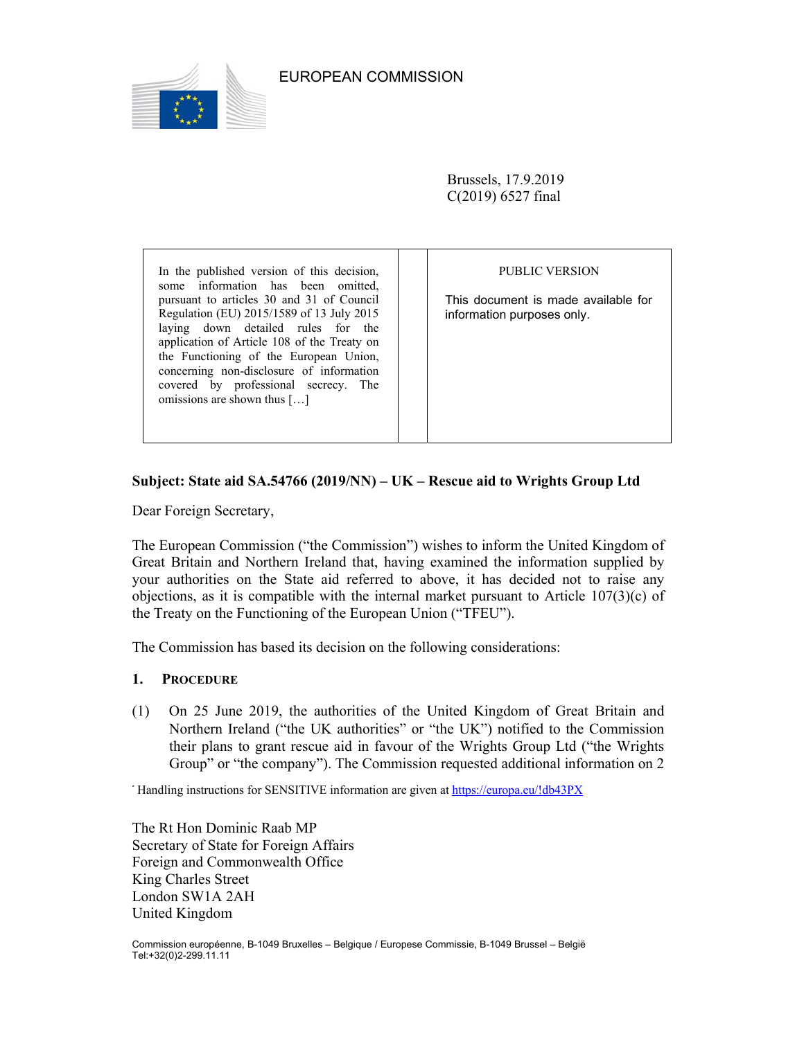EUROPEAN COMMISSION

Brussels, 17.9.2019
C(2019) 6527 final

| In the published version of this decision, some information has been omitted, pursuant to articles 30 and 31 of Council Regulation (EU) 2015/1589 of 13 July 2015 laying down detailed rules for the application of Article 108 of the Treaty on the Functioning of the European Union, concerning non-disclosure of information covered by professional secrecy. The omissions are shown thus […] | | PUBLIC VERSION<br><br>This document is made available for information purposes only. |
|---|---|---|

**Subject: State aid SA.54766 (2019/NN) – UK – Rescue aid to Wrights Group Ltd**

Dear Foreign Secretary,

The European Commission ("the Commission") wishes to inform the United Kingdom of Great Britain and Northern Ireland that, having examined the information supplied by your authorities on the State aid referred to above, it has decided not to raise any objections, as it is compatible with the internal market pursuant to Article 107(3)(c) of the Treaty on the Functioning of the European Union ("TFEU").

The Commission has based its decision on the following considerations:

## 1. Procedure

(1) On 25 June 2019, the authorities of the United Kingdom of Great Britain and Northern Ireland ("the UK authorities" or "the UK") notified to the Commission their plans to grant rescue aid in favour of the Wrights Group Ltd ("the Wrights Group" or "the company"). The Commission requested additional information on 2

* Handling instructions for SENSITIVE information are given at https://europa.eu/!db43PX

The Rt Hon Dominic Raab MP
Secretary of State for Foreign Affairs
Foreign and Commonwealth Office
King Charles Street
London SW1A 2AH
United Kingdom

Commission européenne, B-1049 Bruxelles – Belgique / Europese Commissie, B-1049 Brussel – België
Tel:+32(0)2-299.11.11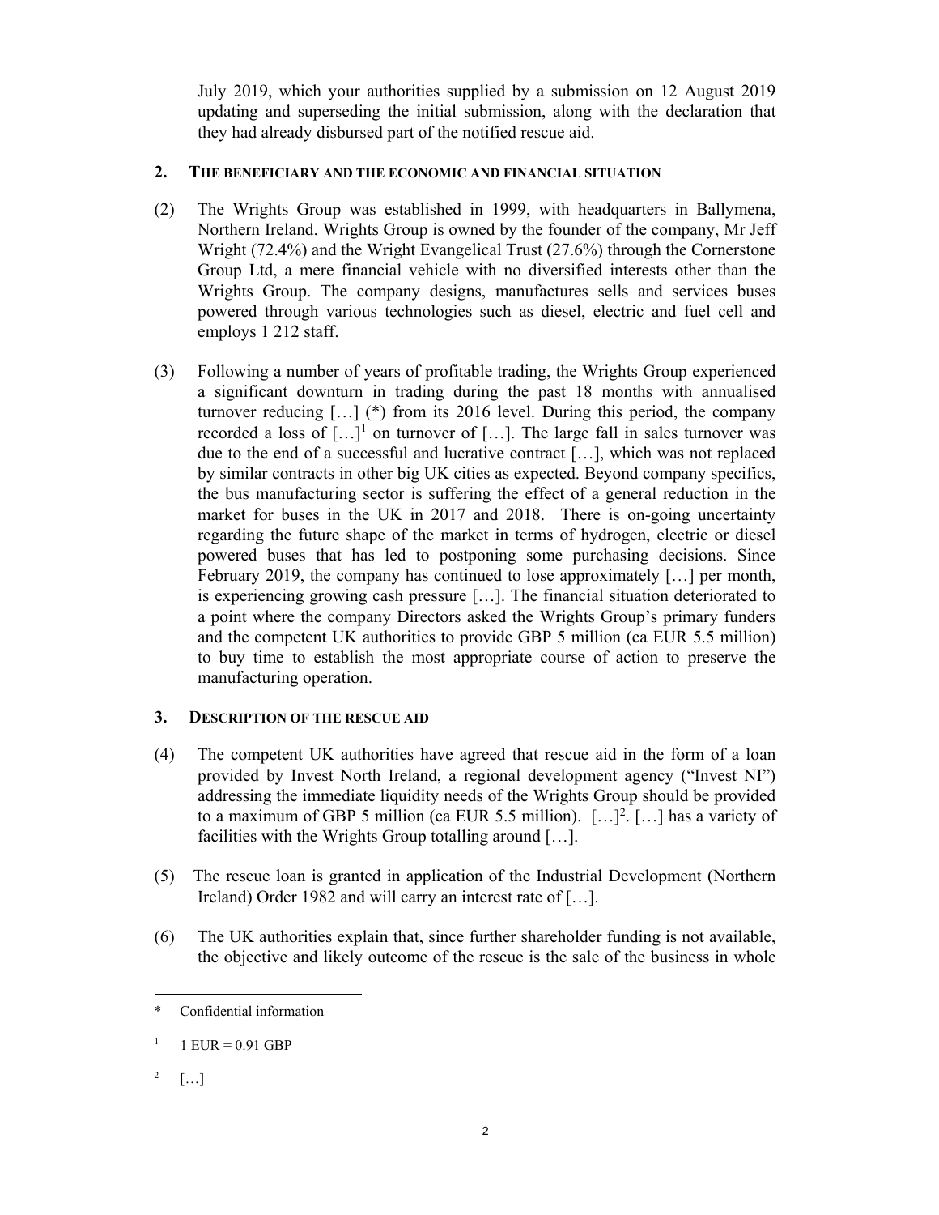July 2019, which your authorities supplied by a submission on 12 August 2019 updating and superseding the initial submission, along with the declaration that they had already disbursed part of the notified rescue aid.

## 2. THE BENEFICIARY AND THE ECONOMIC AND FINANCIAL SITUATION

(2) The Wrights Group was established in 1999, with headquarters in Ballymena, Northern Ireland. Wrights Group is owned by the founder of the company, Mr Jeff Wright (72.4%) and the Wright Evangelical Trust (27.6%) through the Cornerstone Group Ltd, a mere financial vehicle with no diversified interests other than the Wrights Group. The company designs, manufactures sells and services buses powered through various technologies such as diesel, electric and fuel cell and employs 1 212 staff.

(3) Following a number of years of profitable trading, the Wrights Group experienced a significant downturn in trading during the past 18 months with annualised turnover reducing […] (*) from its 2016 level. During this period, the company recorded a loss of […][1] on turnover of […]. The large fall in sales turnover was due to the end of a successful and lucrative contract […], which was not replaced by similar contracts in other big UK cities as expected. Beyond company specifics, the bus manufacturing sector is suffering the effect of a general reduction in the market for buses in the UK in 2017 and 2018. There is on-going uncertainty regarding the future shape of the market in terms of hydrogen, electric or diesel powered buses that has led to postponing some purchasing decisions. Since February 2019, the company has continued to lose approximately […] per month, is experiencing growing cash pressure […]. The financial situation deteriorated to a point where the company Directors asked the Wrights Group's primary funders and the competent UK authorities to provide GBP 5 million (ca EUR 5.5 million) to buy time to establish the most appropriate course of action to preserve the manufacturing operation.

## 3. DESCRIPTION OF THE RESCUE AID

(4) The competent UK authorities have agreed that rescue aid in the form of a loan provided by Invest North Ireland, a regional development agency ("Invest NI") addressing the immediate liquidity needs of the Wrights Group should be provided to a maximum of GBP 5 million (ca EUR 5.5 million). […][2]. […] has a variety of facilities with the Wrights Group totalling around […].

(5) The rescue loan is granted in application of the Industrial Development (Northern Ireland) Order 1982 and will carry an interest rate of […].

(6) The UK authorities explain that, since further shareholder funding is not available, the objective and likely outcome of the rescue is the sale of the business in whole

---

* Confidential information

[1] 1 EUR = 0.91 GBP

[2] […]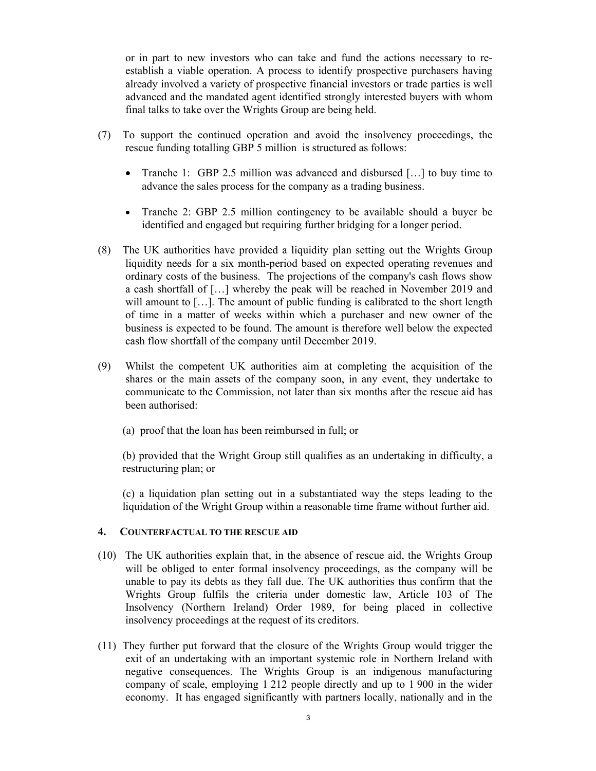or in part to new investors who can take and fund the actions necessary to re-establish a viable operation. A process to identify prospective purchasers having already involved a variety of prospective financial investors or trade parties is well advanced and the mandated agent identified strongly interested buyers with whom final talks to take over the Wrights Group are being held.

(7) To support the continued operation and avoid the insolvency proceedings, the rescue funding totalling GBP 5 million is structured as follows:

- Tranche 1: GBP 2.5 million was advanced and disbursed […] to buy time to advance the sales process for the company as a trading business.
- Tranche 2: GBP 2.5 million contingency to be available should a buyer be identified and engaged but requiring further bridging for a longer period.

(8) The UK authorities have provided a liquidity plan setting out the Wrights Group liquidity needs for a six month-period based on expected operating revenues and ordinary costs of the business. The projections of the company's cash flows show a cash shortfall of […] whereby the peak will be reached in November 2019 and will amount to […]. The amount of public funding is calibrated to the short length of time in a matter of weeks within which a purchaser and new owner of the business is expected to be found. The amount is therefore well below the expected cash flow shortfall of the company until December 2019.

(9) Whilst the competent UK authorities aim at completing the acquisition of the shares or the main assets of the company soon, in any event, they undertake to communicate to the Commission, not later than six months after the rescue aid has been authorised:

(a) proof that the loan has been reimbursed in full; or

(b) provided that the Wright Group still qualifies as an undertaking in difficulty, a restructuring plan; or

(c) a liquidation plan setting out in a substantiated way the steps leading to the liquidation of the Wright Group within a reasonable time frame without further aid.

## 4. COUNTERFACTUAL TO THE RESCUE AID

(10) The UK authorities explain that, in the absence of rescue aid, the Wrights Group will be obliged to enter formal insolvency proceedings, as the company will be unable to pay its debts as they fall due. The UK authorities thus confirm that the Wrights Group fulfils the criteria under domestic law, Article 103 of The Insolvency (Northern Ireland) Order 1989, for being placed in collective insolvency proceedings at the request of its creditors.

(11) They further put forward that the closure of the Wrights Group would trigger the exit of an undertaking with an important systemic role in Northern Ireland with negative consequences. The Wrights Group is an indigenous manufacturing company of scale, employing 1 212 people directly and up to 1 900 in the wider economy. It has engaged significantly with partners locally, nationally and in the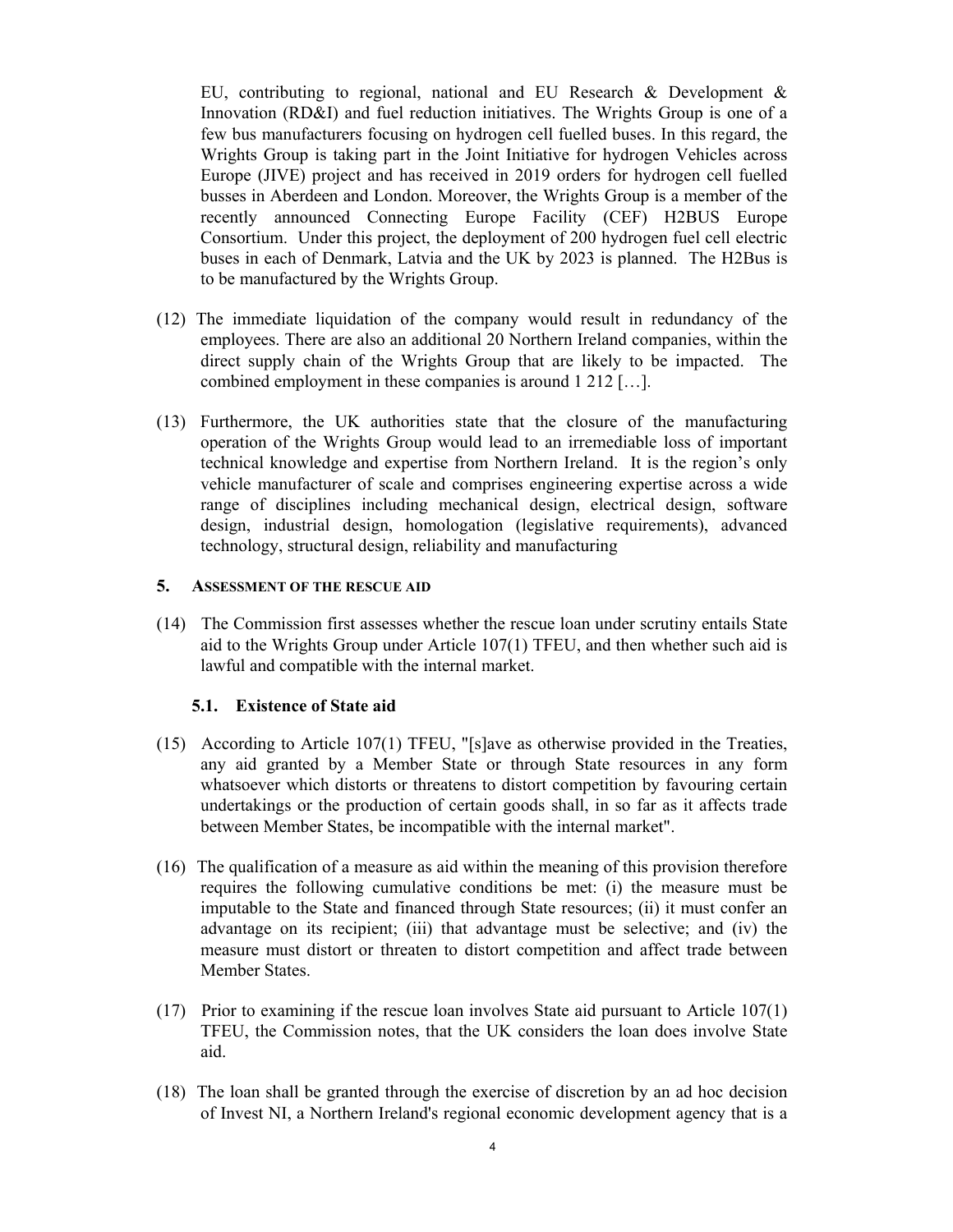EU, contributing to regional, national and EU Research & Development & Innovation (RD&I) and fuel reduction initiatives. The Wrights Group is one of a few bus manufacturers focusing on hydrogen cell fuelled buses. In this regard, the Wrights Group is taking part in the Joint Initiative for hydrogen Vehicles across Europe (JIVE) project and has received in 2019 orders for hydrogen cell fuelled busses in Aberdeen and London. Moreover, the Wrights Group is a member of the recently announced Connecting Europe Facility (CEF) H2BUS Europe Consortium. Under this project, the deployment of 200 hydrogen fuel cell electric buses in each of Denmark, Latvia and the UK by 2023 is planned. The H2Bus is to be manufactured by the Wrights Group.

(12) The immediate liquidation of the company would result in redundancy of the employees. There are also an additional 20 Northern Ireland companies, within the direct supply chain of the Wrights Group that are likely to be impacted. The combined employment in these companies is around 1 212 […].

(13) Furthermore, the UK authorities state that the closure of the manufacturing operation of the Wrights Group would lead to an irremediable loss of important technical knowledge and expertise from Northern Ireland. It is the region's only vehicle manufacturer of scale and comprises engineering expertise across a wide range of disciplines including mechanical design, electrical design, software design, industrial design, homologation (legislative requirements), advanced technology, structural design, reliability and manufacturing

## 5. Assessment of the rescue aid

(14) The Commission first assesses whether the rescue loan under scrutiny entails State aid to the Wrights Group under Article 107(1) TFEU, and then whether such aid is lawful and compatible with the internal market.

### 5.1. Existence of State aid

(15) According to Article 107(1) TFEU, "[s]ave as otherwise provided in the Treaties, any aid granted by a Member State or through State resources in any form whatsoever which distorts or threatens to distort competition by favouring certain undertakings or the production of certain goods shall, in so far as it affects trade between Member States, be incompatible with the internal market".

(16) The qualification of a measure as aid within the meaning of this provision therefore requires the following cumulative conditions be met: (i) the measure must be imputable to the State and financed through State resources; (ii) it must confer an advantage on its recipient; (iii) that advantage must be selective; and (iv) the measure must distort or threaten to distort competition and affect trade between Member States.

(17) Prior to examining if the rescue loan involves State aid pursuant to Article 107(1) TFEU, the Commission notes, that the UK considers the loan does involve State aid.

(18) The loan shall be granted through the exercise of discretion by an ad hoc decision of Invest NI, a Northern Ireland's regional economic development agency that is a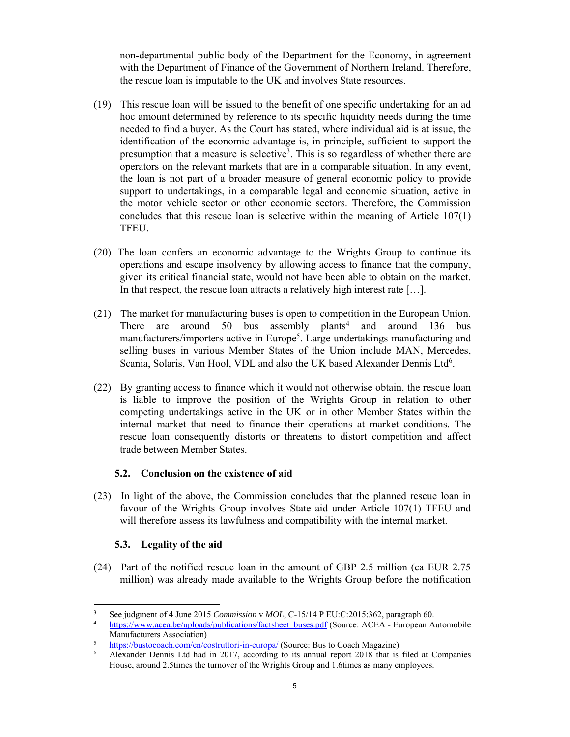non-departmental public body of the Department for the Economy, in agreement with the Department of Finance of the Government of Northern Ireland. Therefore, the rescue loan is imputable to the UK and involves State resources.

(19) This rescue loan will be issued to the benefit of one specific undertaking for an ad hoc amount determined by reference to its specific liquidity needs during the time needed to find a buyer. As the Court has stated, where individual aid is at issue, the identification of the economic advantage is, in principle, sufficient to support the presumption that a measure is selective[3]. This is so regardless of whether there are operators on the relevant markets that are in a comparable situation. In any event, the loan is not part of a broader measure of general economic policy to provide support to undertakings, in a comparable legal and economic situation, active in the motor vehicle sector or other economic sectors. Therefore, the Commission concludes that this rescue loan is selective within the meaning of Article 107(1) TFEU.

(20) The loan confers an economic advantage to the Wrights Group to continue its operations and escape insolvency by allowing access to finance that the company, given its critical financial state, would not have been able to obtain on the market. In that respect, the rescue loan attracts a relatively high interest rate […].

(21) The market for manufacturing buses is open to competition in the European Union. There are around 50 bus assembly plants[4] and around 136 bus manufacturers/importers active in Europe[5]. Large undertakings manufacturing and selling buses in various Member States of the Union include MAN, Mercedes, Scania, Solaris, Van Hool, VDL and also the UK based Alexander Dennis Ltd[6].

(22) By granting access to finance which it would not otherwise obtain, the rescue loan is liable to improve the position of the Wrights Group in relation to other competing undertakings active in the UK or in other Member States within the internal market that need to finance their operations at market conditions. The rescue loan consequently distorts or threatens to distort competition and affect trade between Member States.

### 5.2. Conclusion on the existence of aid

(23) In light of the above, the Commission concludes that the planned rescue loan in favour of the Wrights Group involves State aid under Article 107(1) TFEU and will therefore assess its lawfulness and compatibility with the internal market.

### 5.3. Legality of the aid

(24) Part of the notified rescue loan in the amount of GBP 2.5 million (ca EUR 2.75 million) was already made available to the Wrights Group before the notification

---

[3] See judgment of 4 June 2015 *Commission* v *MOL*, C-15/14 P EU:C:2015:362, paragraph 60.

[4] https://www.acea.be/uploads/publications/factsheet_buses.pdf (Source: ACEA - European Automobile Manufacturers Association)

[5] https://bustocoach.com/en/costruttori-in-europa/ (Source: Bus to Coach Magazine)

[6] Alexander Dennis Ltd had in 2017, according to its annual report 2018 that is filed at Companies House, around 2.5times the turnover of the Wrights Group and 1.6times as many employees.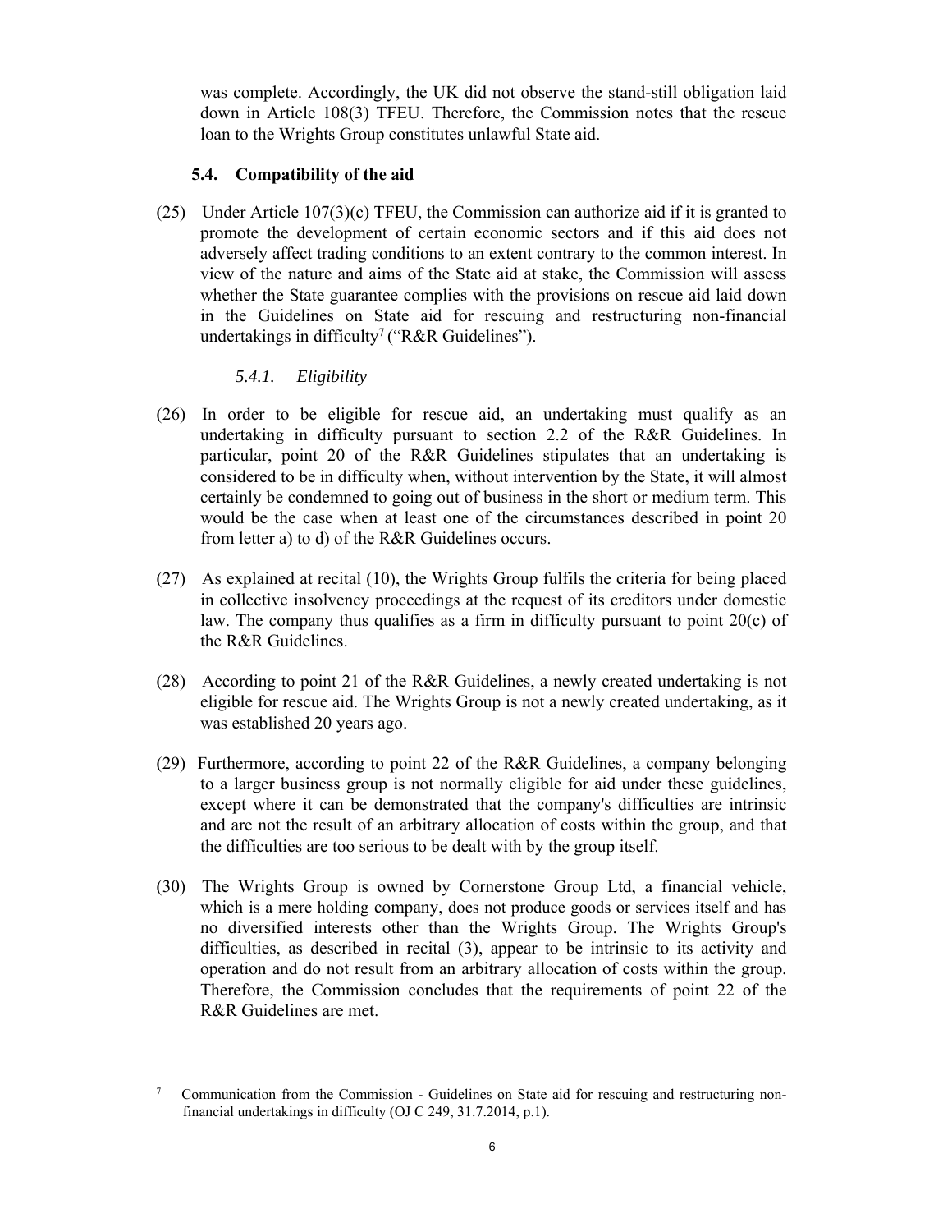was complete. Accordingly, the UK did not observe the stand-still obligation laid down in Article 108(3) TFEU. Therefore, the Commission notes that the rescue loan to the Wrights Group constitutes unlawful State aid.

### 5.4. Compatibility of the aid

(25) Under Article 107(3)(c) TFEU, the Commission can authorize aid if it is granted to promote the development of certain economic sectors and if this aid does not adversely affect trading conditions to an extent contrary to the common interest. In view of the nature and aims of the State aid at stake, the Commission will assess whether the State guarantee complies with the provisions on rescue aid laid down in the Guidelines on State aid for rescuing and restructuring non-financial undertakings in difficulty[7] ("R&R Guidelines").

#### *5.4.1. Eligibility*

(26) In order to be eligible for rescue aid, an undertaking must qualify as an undertaking in difficulty pursuant to section 2.2 of the R&R Guidelines. In particular, point 20 of the R&R Guidelines stipulates that an undertaking is considered to be in difficulty when, without intervention by the State, it will almost certainly be condemned to going out of business in the short or medium term. This would be the case when at least one of the circumstances described in point 20 from letter a) to d) of the R&R Guidelines occurs.

(27) As explained at recital (10), the Wrights Group fulfils the criteria for being placed in collective insolvency proceedings at the request of its creditors under domestic law. The company thus qualifies as a firm in difficulty pursuant to point 20(c) of the R&R Guidelines.

(28) According to point 21 of the R&R Guidelines, a newly created undertaking is not eligible for rescue aid. The Wrights Group is not a newly created undertaking, as it was established 20 years ago.

(29) Furthermore, according to point 22 of the R&R Guidelines, a company belonging to a larger business group is not normally eligible for aid under these guidelines, except where it can be demonstrated that the company's difficulties are intrinsic and are not the result of an arbitrary allocation of costs within the group, and that the difficulties are too serious to be dealt with by the group itself.

(30) The Wrights Group is owned by Cornerstone Group Ltd, a financial vehicle, which is a mere holding company, does not produce goods or services itself and has no diversified interests other than the Wrights Group. The Wrights Group's difficulties, as described in recital (3), appear to be intrinsic to its activity and operation and do not result from an arbitrary allocation of costs within the group. Therefore, the Commission concludes that the requirements of point 22 of the R&R Guidelines are met.

---

[7] Communication from the Commission - Guidelines on State aid for rescuing and restructuring non-financial undertakings in difficulty (OJ C 249, 31.7.2014, p.1).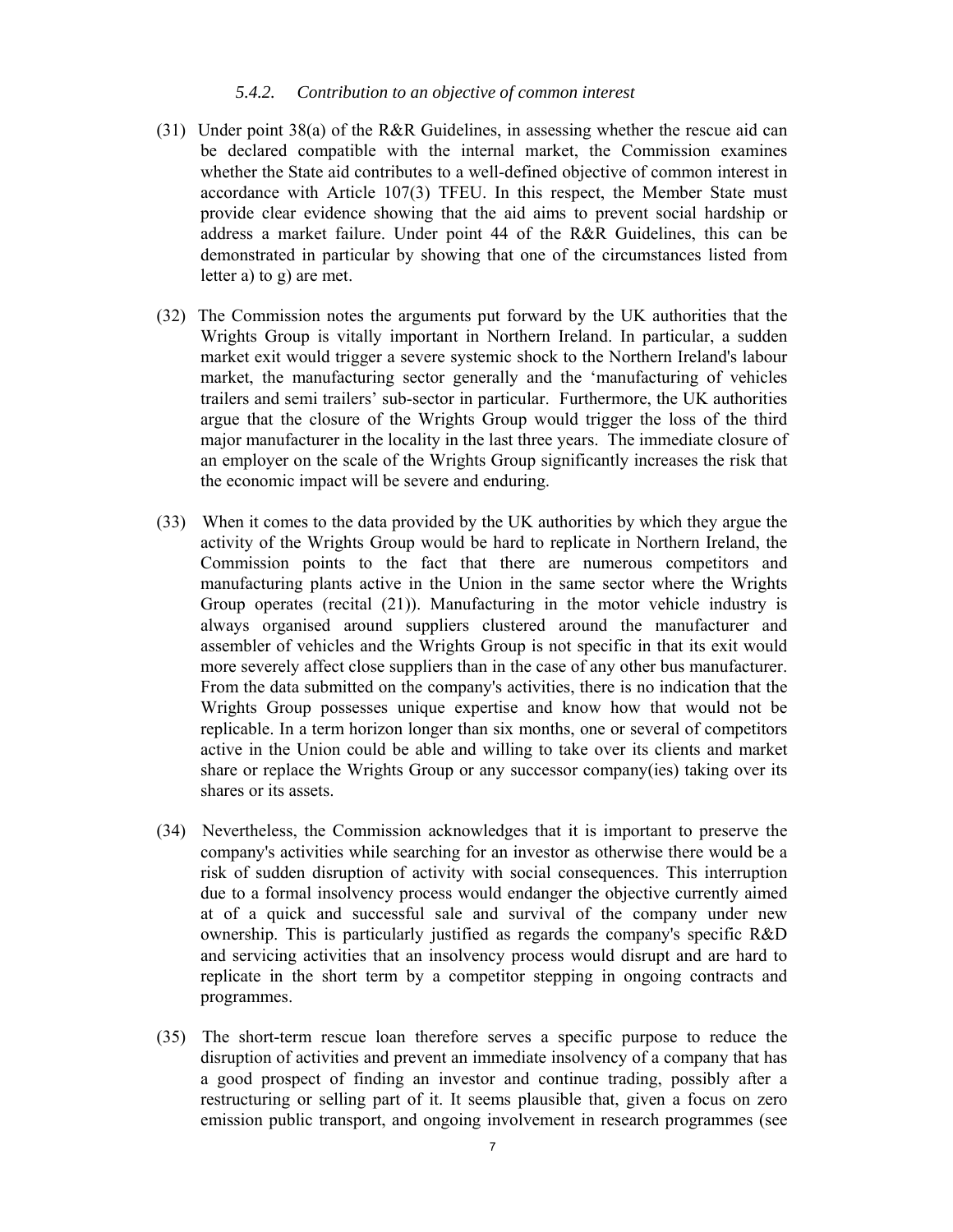#### *5.4.2. Contribution to an objective of common interest*

(31) Under point 38(a) of the R&R Guidelines, in assessing whether the rescue aid can be declared compatible with the internal market, the Commission examines whether the State aid contributes to a well-defined objective of common interest in accordance with Article 107(3) TFEU. In this respect, the Member State must provide clear evidence showing that the aid aims to prevent social hardship or address a market failure. Under point 44 of the R&R Guidelines, this can be demonstrated in particular by showing that one of the circumstances listed from letter a) to g) are met.

(32) The Commission notes the arguments put forward by the UK authorities that the Wrights Group is vitally important in Northern Ireland. In particular, a sudden market exit would trigger a severe systemic shock to the Northern Ireland's labour market, the manufacturing sector generally and the 'manufacturing of vehicles trailers and semi trailers' sub-sector in particular. Furthermore, the UK authorities argue that the closure of the Wrights Group would trigger the loss of the third major manufacturer in the locality in the last three years. The immediate closure of an employer on the scale of the Wrights Group significantly increases the risk that the economic impact will be severe and enduring.

(33) When it comes to the data provided by the UK authorities by which they argue the activity of the Wrights Group would be hard to replicate in Northern Ireland, the Commission points to the fact that there are numerous competitors and manufacturing plants active in the Union in the same sector where the Wrights Group operates (recital (21)). Manufacturing in the motor vehicle industry is always organised around suppliers clustered around the manufacturer and assembler of vehicles and the Wrights Group is not specific in that its exit would more severely affect close suppliers than in the case of any other bus manufacturer. From the data submitted on the company's activities, there is no indication that the Wrights Group possesses unique expertise and know how that would not be replicable. In a term horizon longer than six months, one or several of competitors active in the Union could be able and willing to take over its clients and market share or replace the Wrights Group or any successor company(ies) taking over its shares or its assets.

(34) Nevertheless, the Commission acknowledges that it is important to preserve the company's activities while searching for an investor as otherwise there would be a risk of sudden disruption of activity with social consequences. This interruption due to a formal insolvency process would endanger the objective currently aimed at of a quick and successful sale and survival of the company under new ownership. This is particularly justified as regards the company's specific R&D and servicing activities that an insolvency process would disrupt and are hard to replicate in the short term by a competitor stepping in ongoing contracts and programmes.

(35) The short-term rescue loan therefore serves a specific purpose to reduce the disruption of activities and prevent an immediate insolvency of a company that has a good prospect of finding an investor and continue trading, possibly after a restructuring or selling part of it. It seems plausible that, given a focus on zero emission public transport, and ongoing involvement in research programmes (see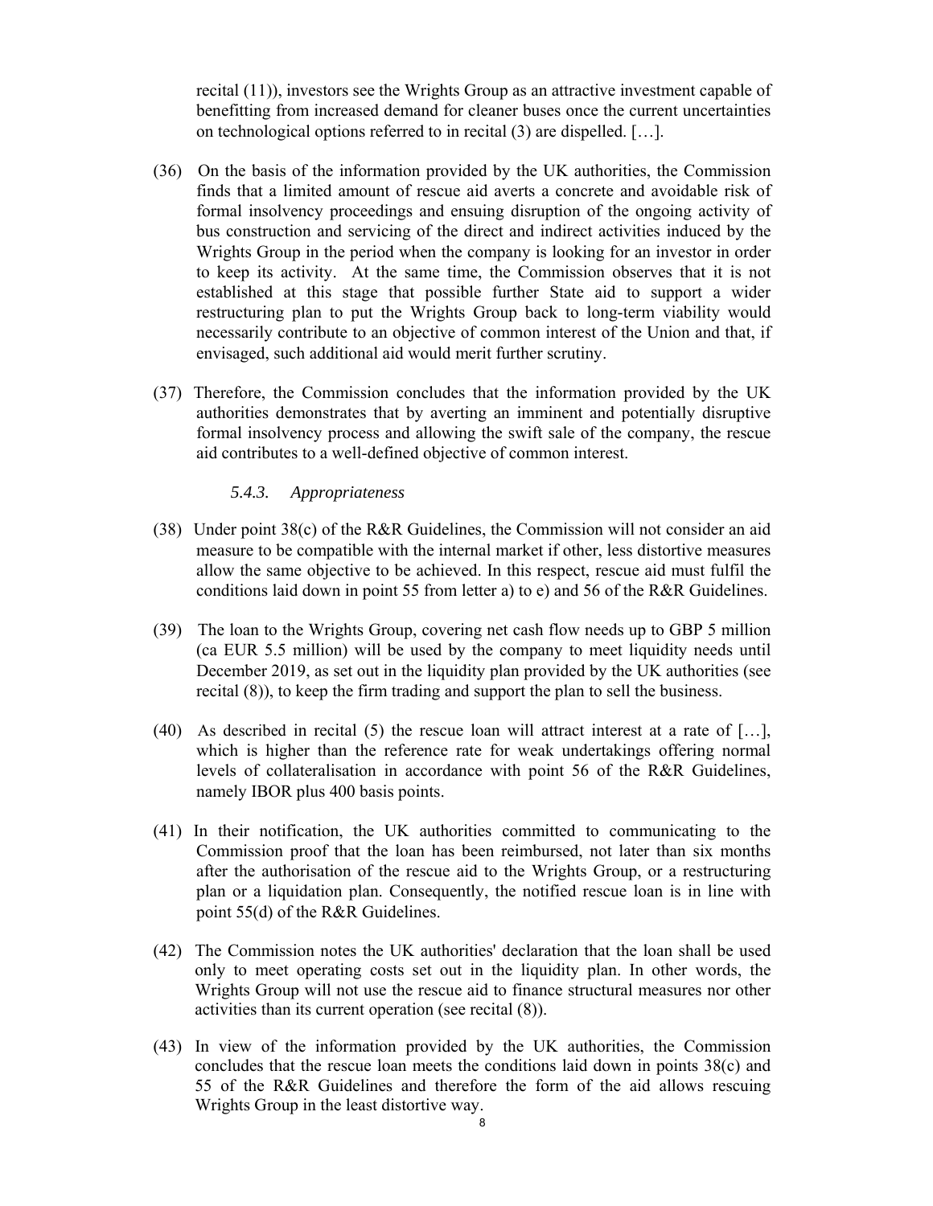recital (11)), investors see the Wrights Group as an attractive investment capable of benefitting from increased demand for cleaner buses once the current uncertainties on technological options referred to in recital (3) are dispelled. […].

(36) On the basis of the information provided by the UK authorities, the Commission finds that a limited amount of rescue aid averts a concrete and avoidable risk of formal insolvency proceedings and ensuing disruption of the ongoing activity of bus construction and servicing of the direct and indirect activities induced by the Wrights Group in the period when the company is looking for an investor in order to keep its activity. At the same time, the Commission observes that it is not established at this stage that possible further State aid to support a wider restructuring plan to put the Wrights Group back to long-term viability would necessarily contribute to an objective of common interest of the Union and that, if envisaged, such additional aid would merit further scrutiny.

(37) Therefore, the Commission concludes that the information provided by the UK authorities demonstrates that by averting an imminent and potentially disruptive formal insolvency process and allowing the swift sale of the company, the rescue aid contributes to a well-defined objective of common interest.

### *5.4.3. Appropriateness*

(38) Under point 38(c) of the R&R Guidelines, the Commission will not consider an aid measure to be compatible with the internal market if other, less distortive measures allow the same objective to be achieved. In this respect, rescue aid must fulfil the conditions laid down in point 55 from letter a) to e) and 56 of the R&R Guidelines.

(39) The loan to the Wrights Group, covering net cash flow needs up to GBP 5 million (ca EUR 5.5 million) will be used by the company to meet liquidity needs until December 2019, as set out in the liquidity plan provided by the UK authorities (see recital (8)), to keep the firm trading and support the plan to sell the business.

(40) As described in recital (5) the rescue loan will attract interest at a rate of […], which is higher than the reference rate for weak undertakings offering normal levels of collateralisation in accordance with point 56 of the R&R Guidelines, namely IBOR plus 400 basis points.

(41) In their notification, the UK authorities committed to communicating to the Commission proof that the loan has been reimbursed, not later than six months after the authorisation of the rescue aid to the Wrights Group, or a restructuring plan or a liquidation plan. Consequently, the notified rescue loan is in line with point 55(d) of the R&R Guidelines.

(42) The Commission notes the UK authorities' declaration that the loan shall be used only to meet operating costs set out in the liquidity plan. In other words, the Wrights Group will not use the rescue aid to finance structural measures nor other activities than its current operation (see recital (8)).

(43) In view of the information provided by the UK authorities, the Commission concludes that the rescue loan meets the conditions laid down in points 38(c) and 55 of the R&R Guidelines and therefore the form of the aid allows rescuing Wrights Group in the least distortive way.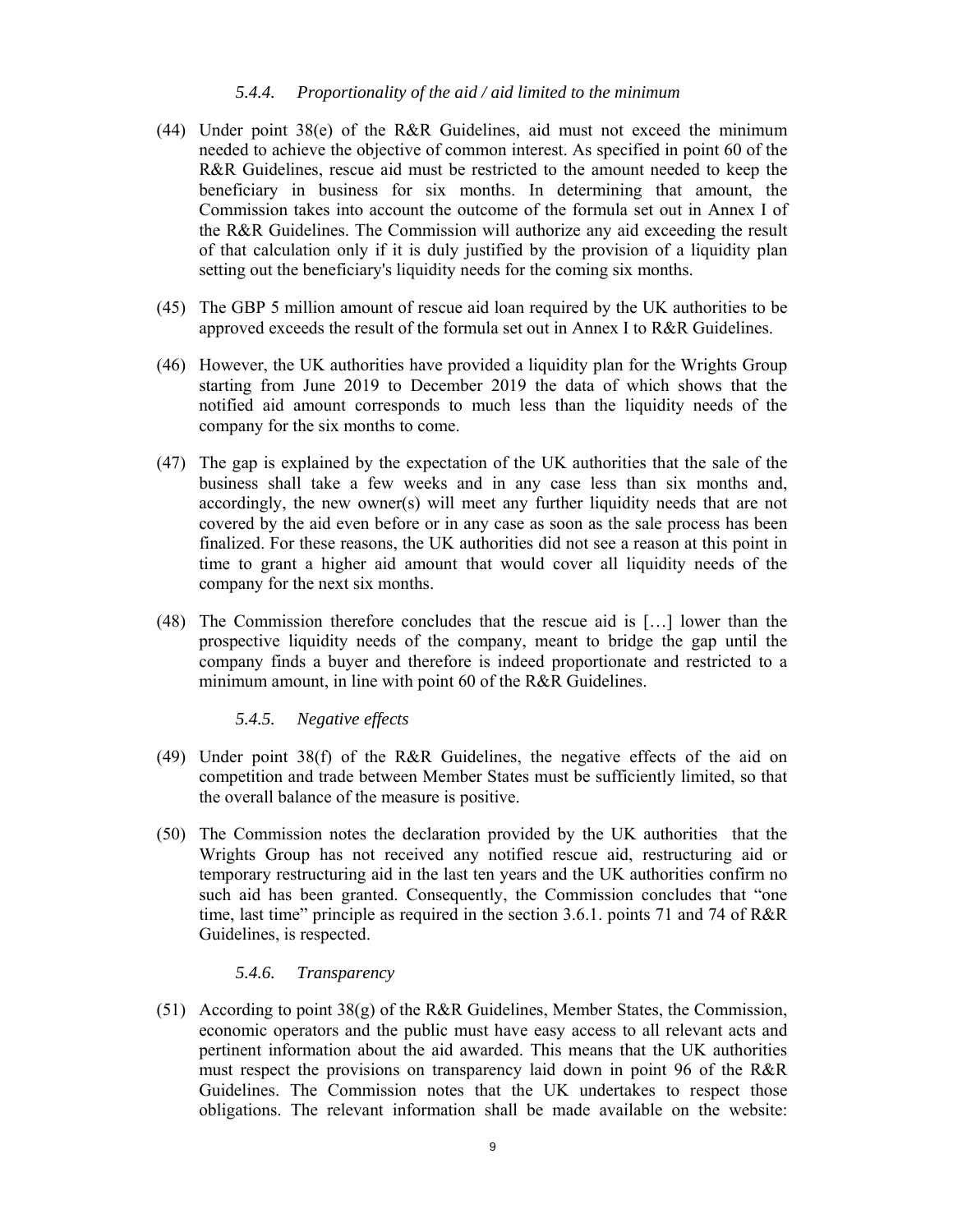#### *5.4.4. Proportionality of the aid / aid limited to the minimum*

(44) Under point 38(e) of the R&R Guidelines, aid must not exceed the minimum needed to achieve the objective of common interest. As specified in point 60 of the R&R Guidelines, rescue aid must be restricted to the amount needed to keep the beneficiary in business for six months. In determining that amount, the Commission takes into account the outcome of the formula set out in Annex I of the R&R Guidelines. The Commission will authorize any aid exceeding the result of that calculation only if it is duly justified by the provision of a liquidity plan setting out the beneficiary's liquidity needs for the coming six months.

(45) The GBP 5 million amount of rescue aid loan required by the UK authorities to be approved exceeds the result of the formula set out in Annex I to R&R Guidelines.

(46) However, the UK authorities have provided a liquidity plan for the Wrights Group starting from June 2019 to December 2019 the data of which shows that the notified aid amount corresponds to much less than the liquidity needs of the company for the six months to come.

(47) The gap is explained by the expectation of the UK authorities that the sale of the business shall take a few weeks and in any case less than six months and, accordingly, the new owner(s) will meet any further liquidity needs that are not covered by the aid even before or in any case as soon as the sale process has been finalized. For these reasons, the UK authorities did not see a reason at this point in time to grant a higher aid amount that would cover all liquidity needs of the company for the next six months.

(48) The Commission therefore concludes that the rescue aid is […] lower than the prospective liquidity needs of the company, meant to bridge the gap until the company finds a buyer and therefore is indeed proportionate and restricted to a minimum amount, in line with point 60 of the R&R Guidelines.

#### *5.4.5. Negative effects*

(49) Under point 38(f) of the R&R Guidelines, the negative effects of the aid on competition and trade between Member States must be sufficiently limited, so that the overall balance of the measure is positive.

(50) The Commission notes the declaration provided by the UK authorities that the Wrights Group has not received any notified rescue aid, restructuring aid or temporary restructuring aid in the last ten years and the UK authorities confirm no such aid has been granted. Consequently, the Commission concludes that "one time, last time" principle as required in the section 3.6.1. points 71 and 74 of R&R Guidelines, is respected.

#### *5.4.6. Transparency*

(51) According to point 38(g) of the R&R Guidelines, Member States, the Commission, economic operators and the public must have easy access to all relevant acts and pertinent information about the aid awarded. This means that the UK authorities must respect the provisions on transparency laid down in point 96 of the R&R Guidelines. The Commission notes that the UK undertakes to respect those obligations. The relevant information shall be made available on the website: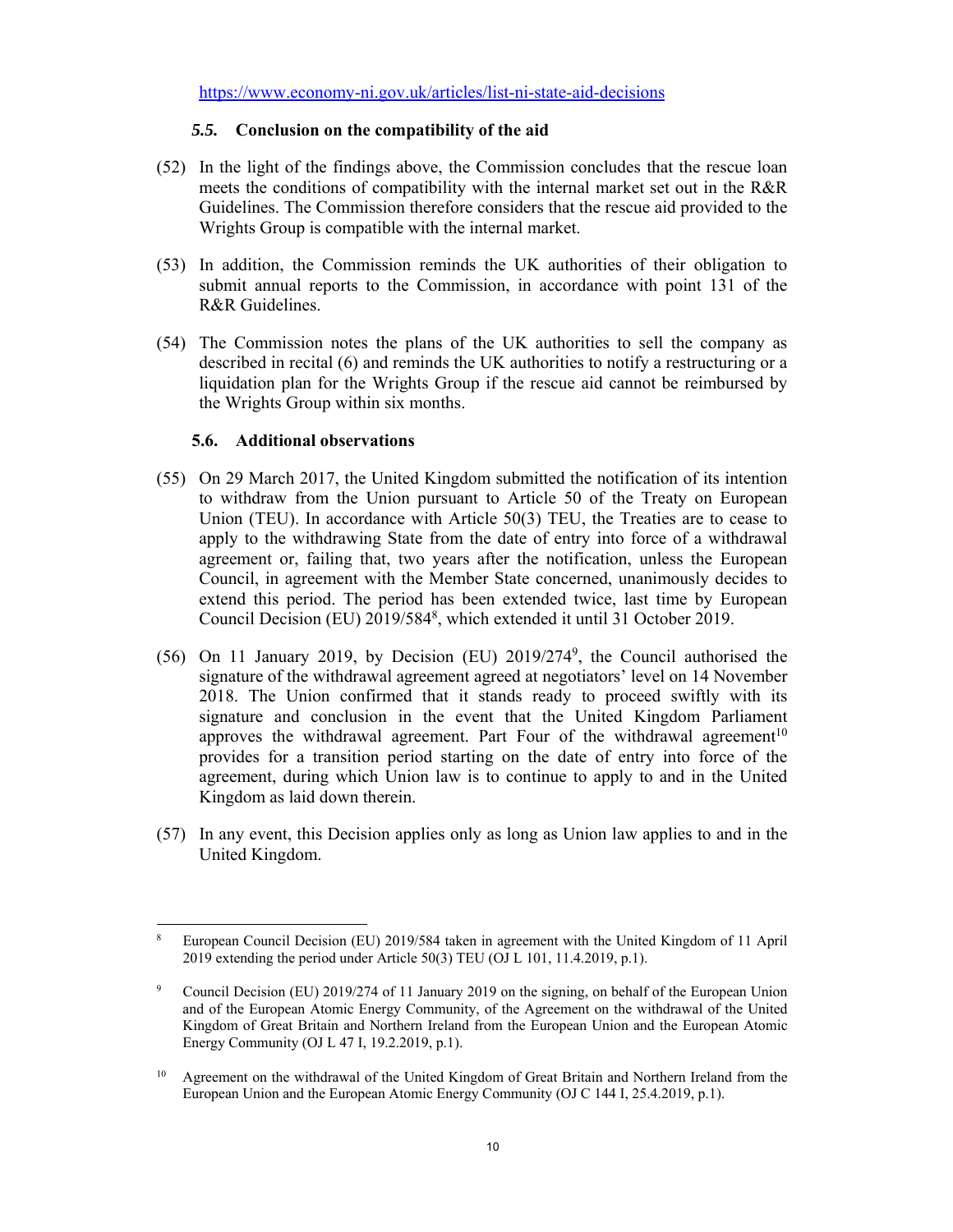https://www.economy-ni.gov.uk/articles/list-ni-state-aid-decisions

### *5.5.* Conclusion on the compatibility of the aid

(52) In the light of the findings above, the Commission concludes that the rescue loan meets the conditions of compatibility with the internal market set out in the R&R Guidelines. The Commission therefore considers that the rescue aid provided to the Wrights Group is compatible with the internal market.

(53) In addition, the Commission reminds the UK authorities of their obligation to submit annual reports to the Commission, in accordance with point 131 of the R&R Guidelines.

(54) The Commission notes the plans of the UK authorities to sell the company as described in recital (6) and reminds the UK authorities to notify a restructuring or a liquidation plan for the Wrights Group if the rescue aid cannot be reimbursed by the Wrights Group within six months.

### 5.6. Additional observations

(55) On 29 March 2017, the United Kingdom submitted the notification of its intention to withdraw from the Union pursuant to Article 50 of the Treaty on European Union (TEU). In accordance with Article 50(3) TEU, the Treaties are to cease to apply to the withdrawing State from the date of entry into force of a withdrawal agreement or, failing that, two years after the notification, unless the European Council, in agreement with the Member State concerned, unanimously decides to extend this period. The period has been extended twice, last time by European Council Decision (EU) 2019/584[8], which extended it until 31 October 2019.

(56) On 11 January 2019, by Decision (EU) 2019/274[9], the Council authorised the signature of the withdrawal agreement agreed at negotiators' level on 14 November 2018. The Union confirmed that it stands ready to proceed swiftly with its signature and conclusion in the event that the United Kingdom Parliament approves the withdrawal agreement. Part Four of the withdrawal agreement[10] provides for a transition period starting on the date of entry into force of the agreement, during which Union law is to continue to apply to and in the United Kingdom as laid down therein.

(57) In any event, this Decision applies only as long as Union law applies to and in the United Kingdom.

---

[8] European Council Decision (EU) 2019/584 taken in agreement with the United Kingdom of 11 April 2019 extending the period under Article 50(3) TEU (OJ L 101, 11.4.2019, p.1).

[9] Council Decision (EU) 2019/274 of 11 January 2019 on the signing, on behalf of the European Union and of the European Atomic Energy Community, of the Agreement on the withdrawal of the United Kingdom of Great Britain and Northern Ireland from the European Union and the European Atomic Energy Community (OJ L 47 I, 19.2.2019, p.1).

[10] Agreement on the withdrawal of the United Kingdom of Great Britain and Northern Ireland from the European Union and the European Atomic Energy Community (OJ C 144 I, 25.4.2019, p.1).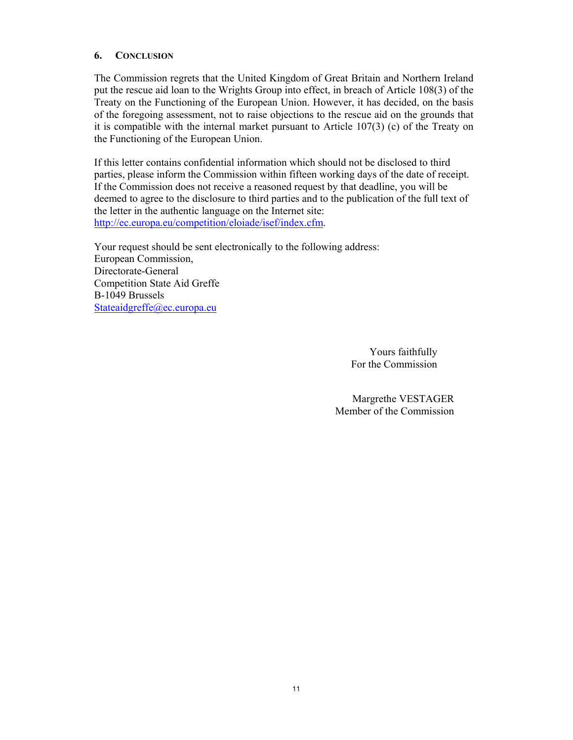## 6. CONCLUSION

The Commission regrets that the United Kingdom of Great Britain and Northern Ireland put the rescue aid loan to the Wrights Group into effect, in breach of Article 108(3) of the Treaty on the Functioning of the European Union. However, it has decided, on the basis of the foregoing assessment, not to raise objections to the rescue aid on the grounds that it is compatible with the internal market pursuant to Article 107(3) (c) of the Treaty on the Functioning of the European Union.

If this letter contains confidential information which should not be disclosed to third parties, please inform the Commission within fifteen working days of the date of receipt. If the Commission does not receive a reasoned request by that deadline, you will be deemed to agree to the disclosure to third parties and to the publication of the full text of the letter in the authentic language on the Internet site: http://ec.europa.eu/competition/eloiade/isef/index.cfm.

Your request should be sent electronically to the following address:
European Commission,
Directorate-General
Competition State Aid Greffe
B-1049 Brussels
Stateaidgreffe@ec.europa.eu

Yours faithfully
For the Commission

Margrethe VESTAGER
Member of the Commission